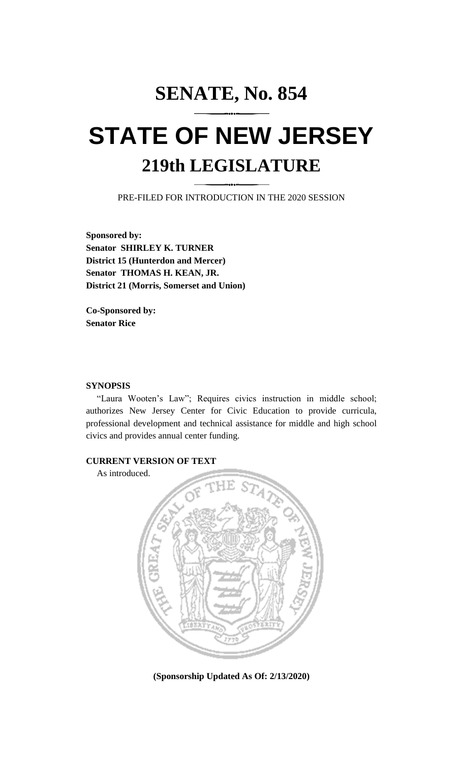# SENATE, No. 854

# STATE OF NEW JERSEY

## 219th LEGISLATURE

PRE-FILED FOR INTRODUCTION IN THE 2020 SESSION

**Sponsored by:**
**Senator SHIRLEY K. TURNER**
**District 15 (Hunterdon and Mercer)**
**Senator THOMAS H. KEAN, JR.**
**District 21 (Morris, Somerset and Union)**

**Co-Sponsored by:**
**Senator Rice**

**SYNOPSIS**

"Laura Wooten's Law"; Requires civics instruction in middle school; authorizes New Jersey Center for Civic Education to provide curricula, professional development and technical assistance for middle and high school civics and provides annual center funding.

**CURRENT VERSION OF TEXT**

As introduced.

**(Sponsorship Updated As Of: 2/13/2020)**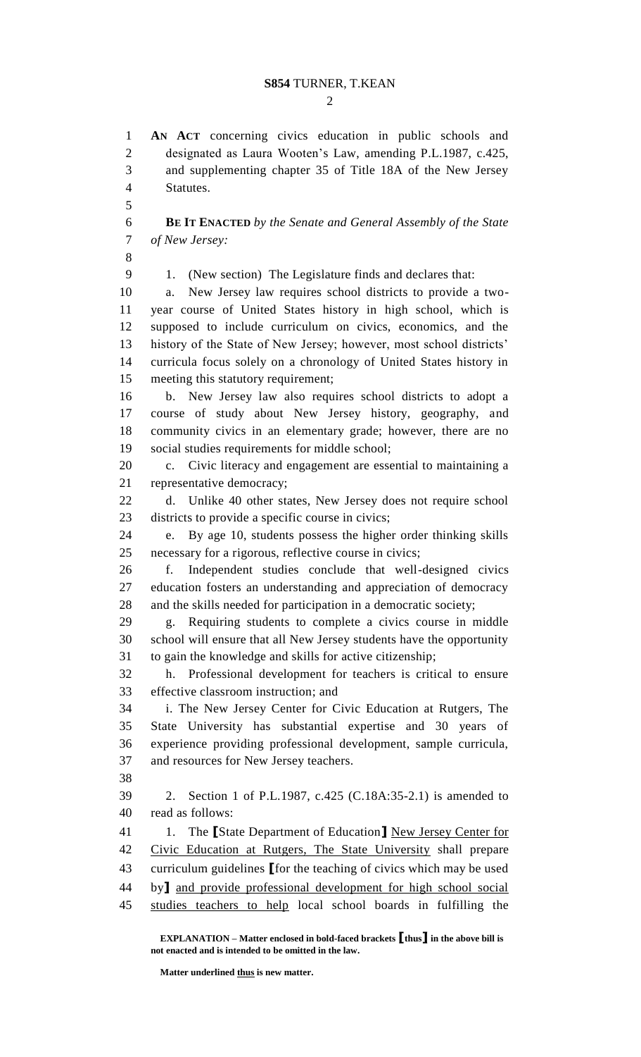**AN ACT** concerning civics education in public schools and designated as Laura Wooten's Law, amending P.L.1987, c.425, and supplementing chapter 35 of Title 18A of the New Jersey Statutes.

**BE IT ENACTED** *by the Senate and General Assembly of the State of New Jersey:*

1. (New section) The Legislature finds and declares that:

a. New Jersey law requires school districts to provide a two-year course of United States history in high school, which is supposed to include curriculum on civics, economics, and the history of the State of New Jersey; however, most school districts' curricula focus solely on a chronology of United States history in meeting this statutory requirement;

b. New Jersey law also requires school districts to adopt a course of study about New Jersey history, geography, and community civics in an elementary grade; however, there are no social studies requirements for middle school;

c. Civic literacy and engagement are essential to maintaining a representative democracy;

d. Unlike 40 other states, New Jersey does not require school districts to provide a specific course in civics;

e. By age 10, students possess the higher order thinking skills necessary for a rigorous, reflective course in civics;

f. Independent studies conclude that well-designed civics education fosters an understanding and appreciation of democracy and the skills needed for participation in a democratic society;

g. Requiring students to complete a civics course in middle school will ensure that all New Jersey students have the opportunity to gain the knowledge and skills for active citizenship;

h. Professional development for teachers is critical to ensure effective classroom instruction; and

i. The New Jersey Center for Civic Education at Rutgers, The State University has substantial expertise and 30 years of experience providing professional development, sample curricula, and resources for New Jersey teachers.

2. Section 1 of P.L.1987, c.425 (C.18A:35-2.1) is amended to read as follows:

1. The **[**State Department of Education**]** <u>New Jersey Center for Civic Education at Rutgers, The State University</u> shall prepare curriculum guidelines **[**for the teaching of civics which may be used by**]** <u>and provide professional development for high school social studies teachers to help</u> local school boards in fulfilling the

**EXPLANATION – Matter enclosed in bold-faced brackets [thus] in the above bill is not enacted and is intended to be omitted in the law.**

**Matter underlined <u>thus</u> is new matter.**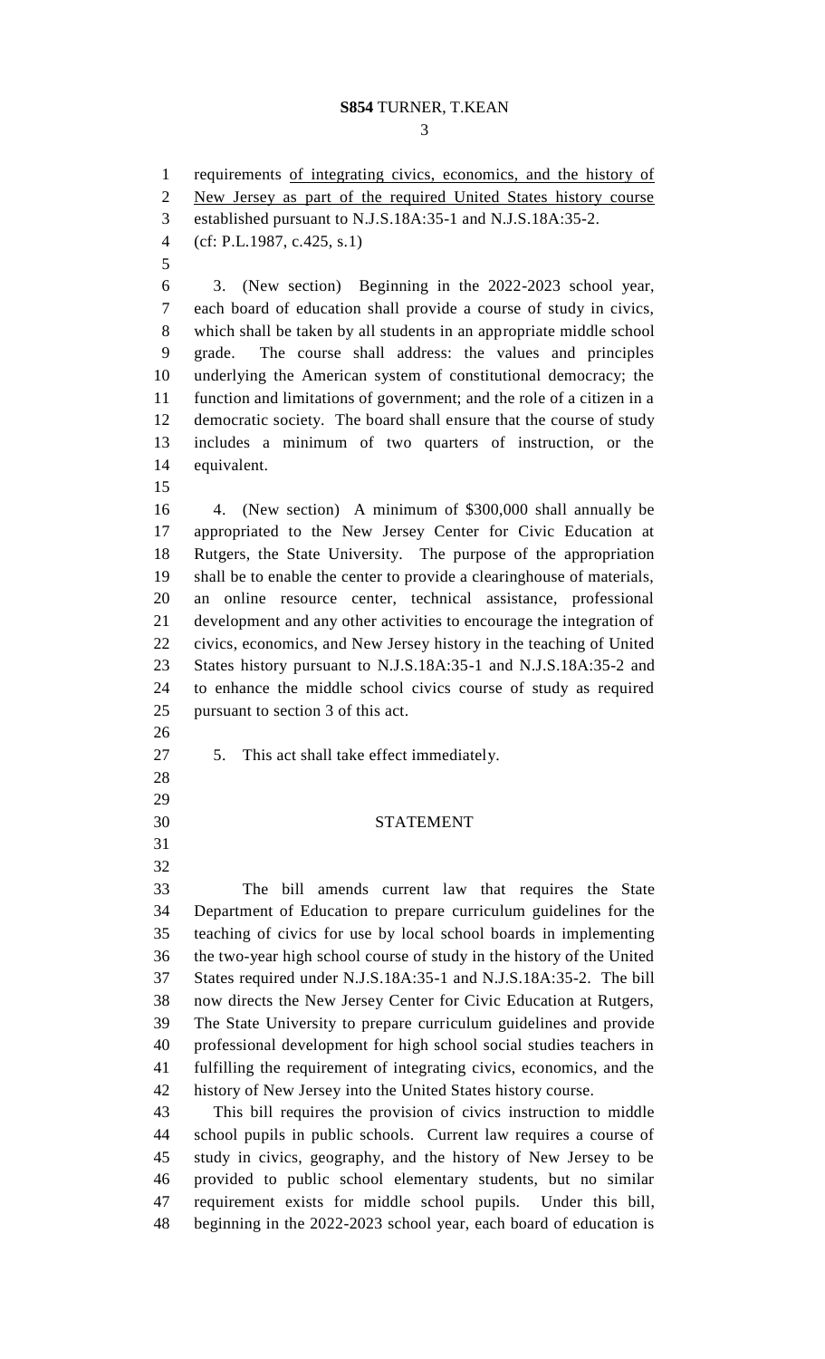requirements <u>of integrating civics, economics, and the history of New Jersey as part of the required United States history course</u> established pursuant to N.J.S.18A:35-1 and N.J.S.18A:35-2.

(cf: P.L.1987, c.425, s.1)

3. (New section) Beginning in the 2022-2023 school year, each board of education shall provide a course of study in civics, which shall be taken by all students in an appropriate middle school grade. The course shall address: the values and principles underlying the American system of constitutional democracy; the function and limitations of government; and the role of a citizen in a democratic society. The board shall ensure that the course of study includes a minimum of two quarters of instruction, or the equivalent.

4. (New section) A minimum of $300,000 shall annually be appropriated to the New Jersey Center for Civic Education at Rutgers, the State University. The purpose of the appropriation shall be to enable the center to provide a clearinghouse of materials, an online resource center, technical assistance, professional development and any other activities to encourage the integration of civics, economics, and New Jersey history in the teaching of United States history pursuant to N.J.S.18A:35-1 and N.J.S.18A:35-2 and to enhance the middle school civics course of study as required pursuant to section 3 of this act.

5. This act shall take effect immediately.

## STATEMENT

The bill amends current law that requires the State Department of Education to prepare curriculum guidelines for the teaching of civics for use by local school boards in implementing the two-year high school course of study in the history of the United States required under N.J.S.18A:35-1 and N.J.S.18A:35-2. The bill now directs the New Jersey Center for Civic Education at Rutgers, The State University to prepare curriculum guidelines and provide professional development for high school social studies teachers in fulfilling the requirement of integrating civics, economics, and the history of New Jersey into the United States history course.

This bill requires the provision of civics instruction to middle school pupils in public schools. Current law requires a course of study in civics, geography, and the history of New Jersey to be provided to public school elementary students, but no similar requirement exists for middle school pupils. Under this bill, beginning in the 2022-2023 school year, each board of education is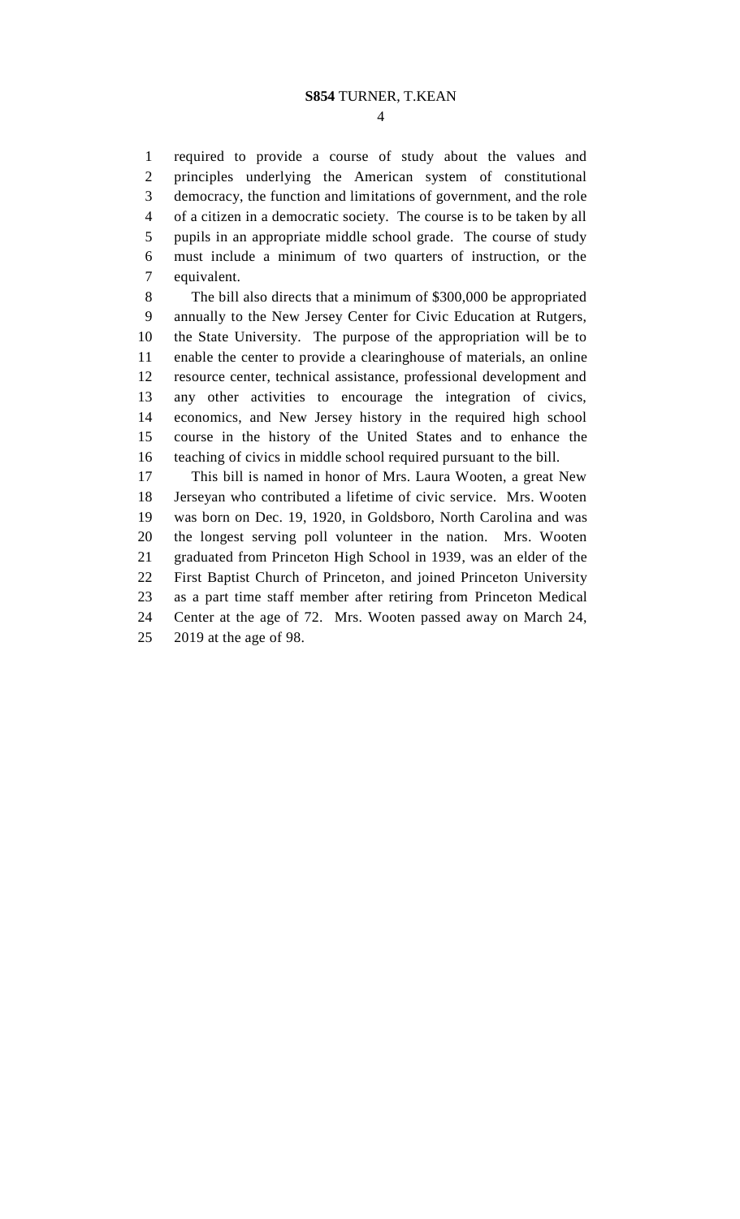required to provide a course of study about the values and principles underlying the American system of constitutional democracy, the function and limitations of government, and the role of a citizen in a democratic society. The course is to be taken by all pupils in an appropriate middle school grade. The course of study must include a minimum of two quarters of instruction, or the equivalent.

The bill also directs that a minimum of $300,000 be appropriated annually to the New Jersey Center for Civic Education at Rutgers, the State University. The purpose of the appropriation will be to enable the center to provide a clearinghouse of materials, an online resource center, technical assistance, professional development and any other activities to encourage the integration of civics, economics, and New Jersey history in the required high school course in the history of the United States and to enhance the teaching of civics in middle school required pursuant to the bill.

This bill is named in honor of Mrs. Laura Wooten, a great New Jerseyan who contributed a lifetime of civic service. Mrs. Wooten was born on Dec. 19, 1920, in Goldsboro, North Carolina and was the longest serving poll volunteer in the nation. Mrs. Wooten graduated from Princeton High School in 1939, was an elder of the First Baptist Church of Princeton, and joined Princeton University as a part time staff member after retiring from Princeton Medical Center at the age of 72. Mrs. Wooten passed away on March 24, 2019 at the age of 98.